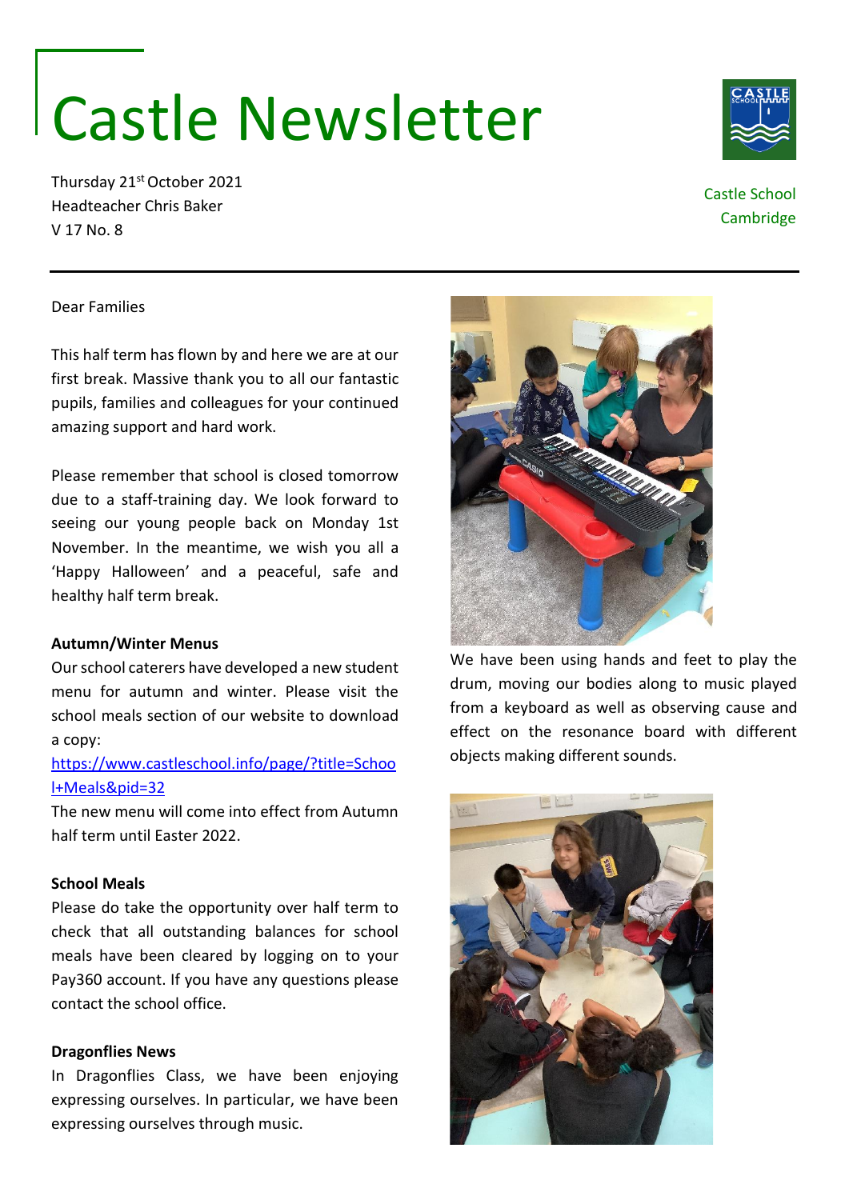# Castle Newsletter

Thursday 21st October 2021
Headteacher Chris Baker
V 17 No. 8

Castle School
Cambridge

---

Dear Families

This half term has flown by and here we are at our first break. Massive thank you to all our fantastic pupils, families and colleagues for your continued amazing support and hard work.

Please remember that school is closed tomorrow due to a staff-training day. We look forward to seeing our young people back on Monday 1st November. In the meantime, we wish you all a 'Happy Halloween' and a peaceful, safe and healthy half term break.

**Autumn/Winter Menus**

Our school caterers have developed a new student menu for autumn and winter. Please visit the school meals section of our website to download a copy:

[https://www.castleschool.info/page/?title=School+Meals&pid=32](https://www.castleschool.info/page/?title=School+Meals&pid=32)

The new menu will come into effect from Autumn half term until Easter 2022.

**School Meals**

Please do take the opportunity over half term to check that all outstanding balances for school meals have been cleared by logging on to your Pay360 account. If you have any questions please contact the school office.

**Dragonflies News**

In Dragonflies Class, we have been enjoying expressing ourselves. In particular, we have been expressing ourselves through music.

We have been using hands and feet to play the drum, moving our bodies along to music played from a keyboard as well as observing cause and effect on the resonance board with different objects making different sounds.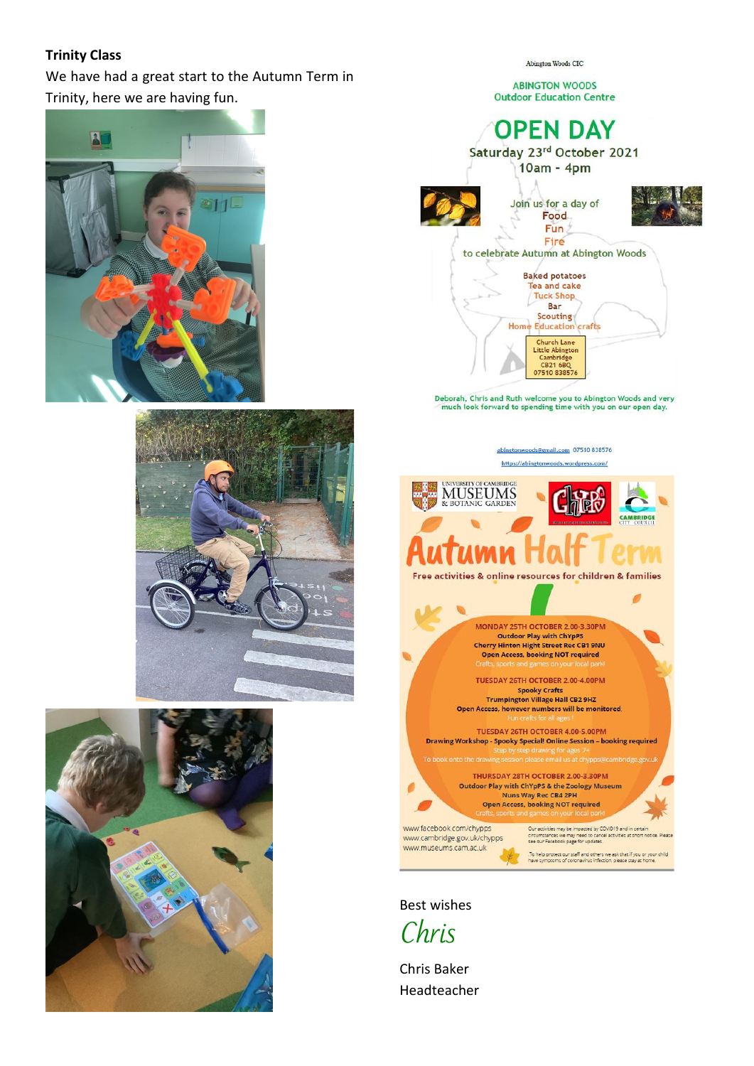**Trinity Class**

We have had a great start to the Autumn Term in Trinity, here we are having fun.

Abington Woods CIC

ABINGTON WOODS
Outdoor Education Centre

# OPEN DAY

Saturday 23rd October 2021
10am - 4pm

Join us for a day of
Food
Fun
Fire
to celebrate Autumn at Abington Woods

Baked potatoes
Tea and cake
Tuck Shop
Bar
Scouting
Home Education crafts

Church Lane
Little Abington
Cambridge
CB21 6BQ
07510 838576

Deborah, Chris and Ruth welcome you to Abington Woods and very much look forward to spending time with you on our open day.

abingtonwoods@gmail.com 07510 838576
https://abingtonwoods.wordpress.com/

UNIVERSITY OF CAMBRIDGE MUSEUMS & BOTANIC GARDEN

CAMBRIDGE CITY COUNCIL

## Autumn Half Term

Free activities & online resources for children & families

**MONDAY 25TH OCTOBER 2.00-3.30PM**
**Outdoor Play with ChYpPS**
**Cherry Hinton Hight Street Rec CB1 9NU**
**Open Access, booking NOT required**
Crafts, sports and games on your local park!

**TUESDAY 26TH OCTOBER 2.00-4.00PM**
**Spooky Crafts**
**Trumpington Village Hall CB2 9HZ**
**Open Access, however numbers will be monitored.**
Fun crafts for all ages!

**TUESDAY 26TH OCTOBER 4.00-5.00PM**
**Drawing Workshop - Spooky Special! Online Session – booking required**
Step by step drawing for ages 7+
To book onto the drawing session please email us at chypps@cambridge.gov.uk

**THURSDAY 28TH OCTOBER 2.00-3.30PM**
**Outdoor Play with ChYpPS & the Zoology Museum**
**Nuns Way Rec CB4 2PH**
**Open Access, booking NOT required**
Crafts, sports and games on your local park!

www.facebook.com/chypps
www.cambridge.gov.uk/chypps
www.museums.cam.ac.uk

Our activities may be impacted by COVID19 and in certain circumstances we may need to cancel activities at short notice. Please see our Facebook page for updates.

To help protect our staff and others we ask that if you or your child have symptoms of coronavirus infection, please stay at home.

Best wishes

*Chris*

Chris Baker
Headteacher